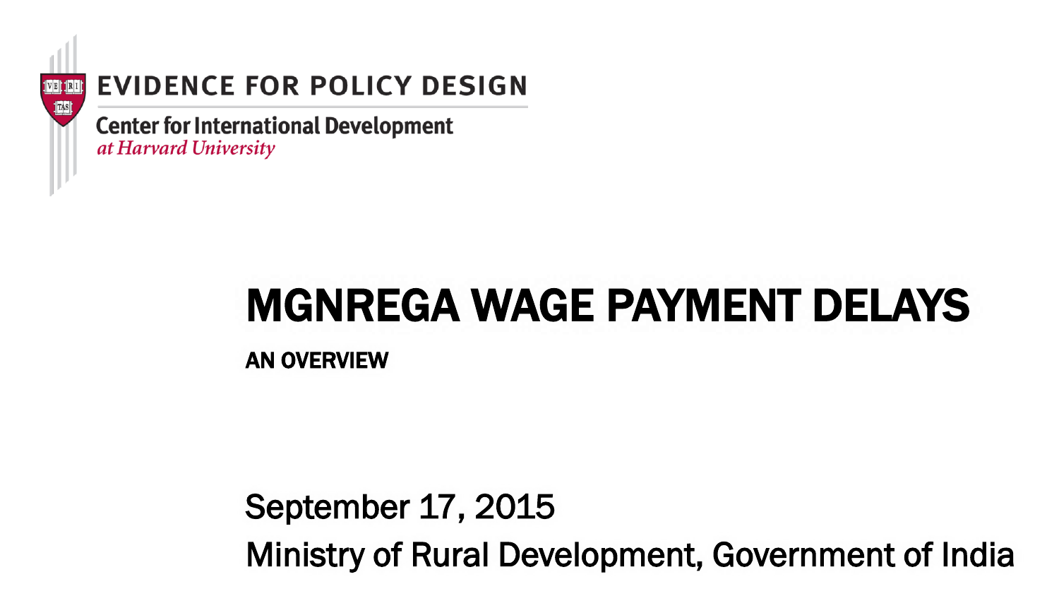EVIDENCE FOR POLICY DESIGN

Center for International Development
*at Harvard University*

# MGNREGA WAGE PAYMENT DELAYS

## AN OVERVIEW

September 17, 2015

Ministry of Rural Development, Government of India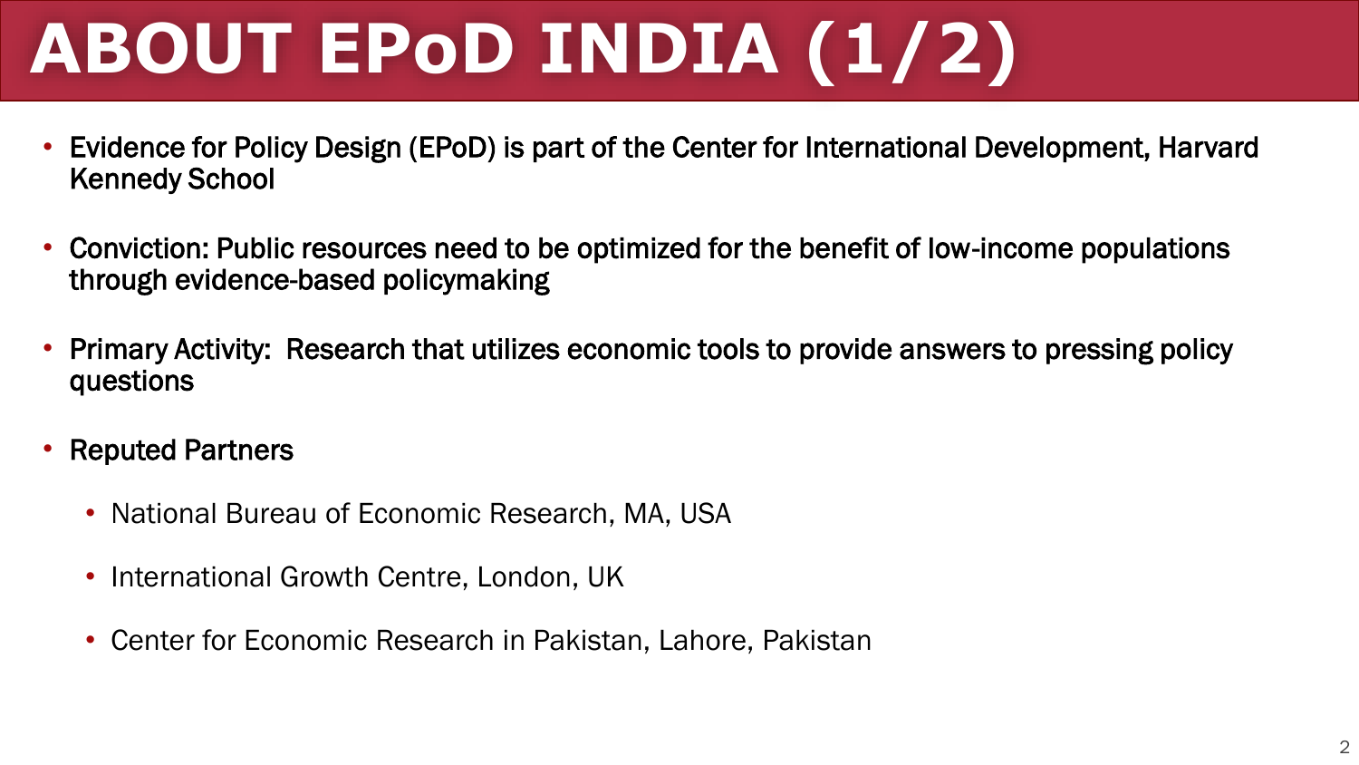# ABOUT EPoD INDIA (1/2)

- Evidence for Policy Design (EPoD) is part of the Center for International Development, Harvard Kennedy School
- Conviction: Public resources need to be optimized for the benefit of low-income populations through evidence-based policymaking
- Primary Activity: Research that utilizes economic tools to provide answers to pressing policy questions
- Reputed Partners
  - National Bureau of Economic Research, MA, USA
  - International Growth Centre, London, UK
  - Center for Economic Research in Pakistan, Lahore, Pakistan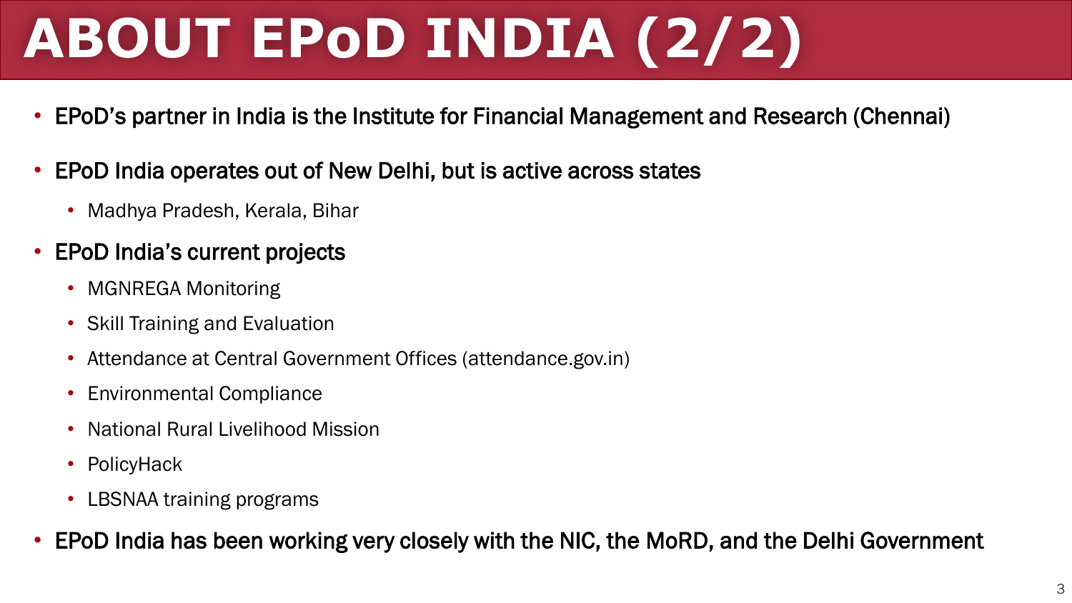# ABOUT EPoD INDIA (2/2)

- EPoD's partner in India is the Institute for Financial Management and Research (Chennai)
- EPoD India operates out of New Delhi, but is active across states
  - Madhya Pradesh, Kerala, Bihar
- EPoD India's current projects
  - MGNREGA Monitoring
  - Skill Training and Evaluation
  - Attendance at Central Government Offices (attendance.gov.in)
  - Environmental Compliance
  - National Rural Livelihood Mission
  - PolicyHack
  - LBSNAA training programs
- EPoD India has been working very closely with the NIC, the MoRD, and the Delhi Government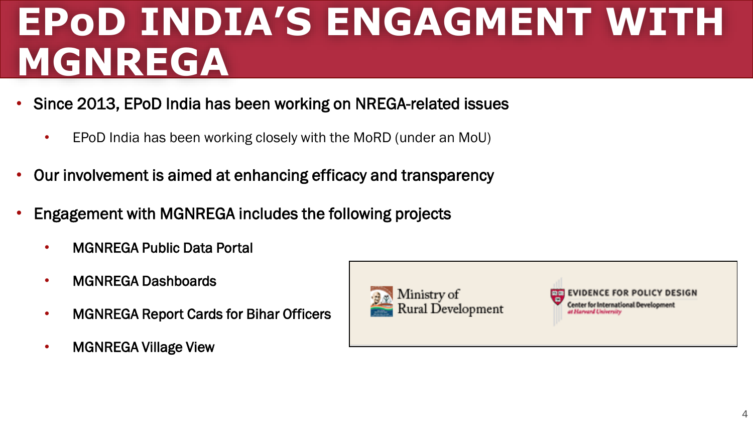# EPoD INDIA'S ENGAGMENT WITH MGNREGA

- Since 2013, EPoD India has been working on NREGA-related issues
  - EPoD India has been working closely with the MoRD (under an MoU)
- Our involvement is aimed at enhancing efficacy and transparency
- Engagement with MGNREGA includes the following projects
  - MGNREGA Public Data Portal
  - MGNREGA Dashboards
  - MGNREGA Report Cards for Bihar Officers
  - MGNREGA Village View

Ministry of Rural Development

EVIDENCE FOR POLICY DESIGN
Center for International Development
at Harvard University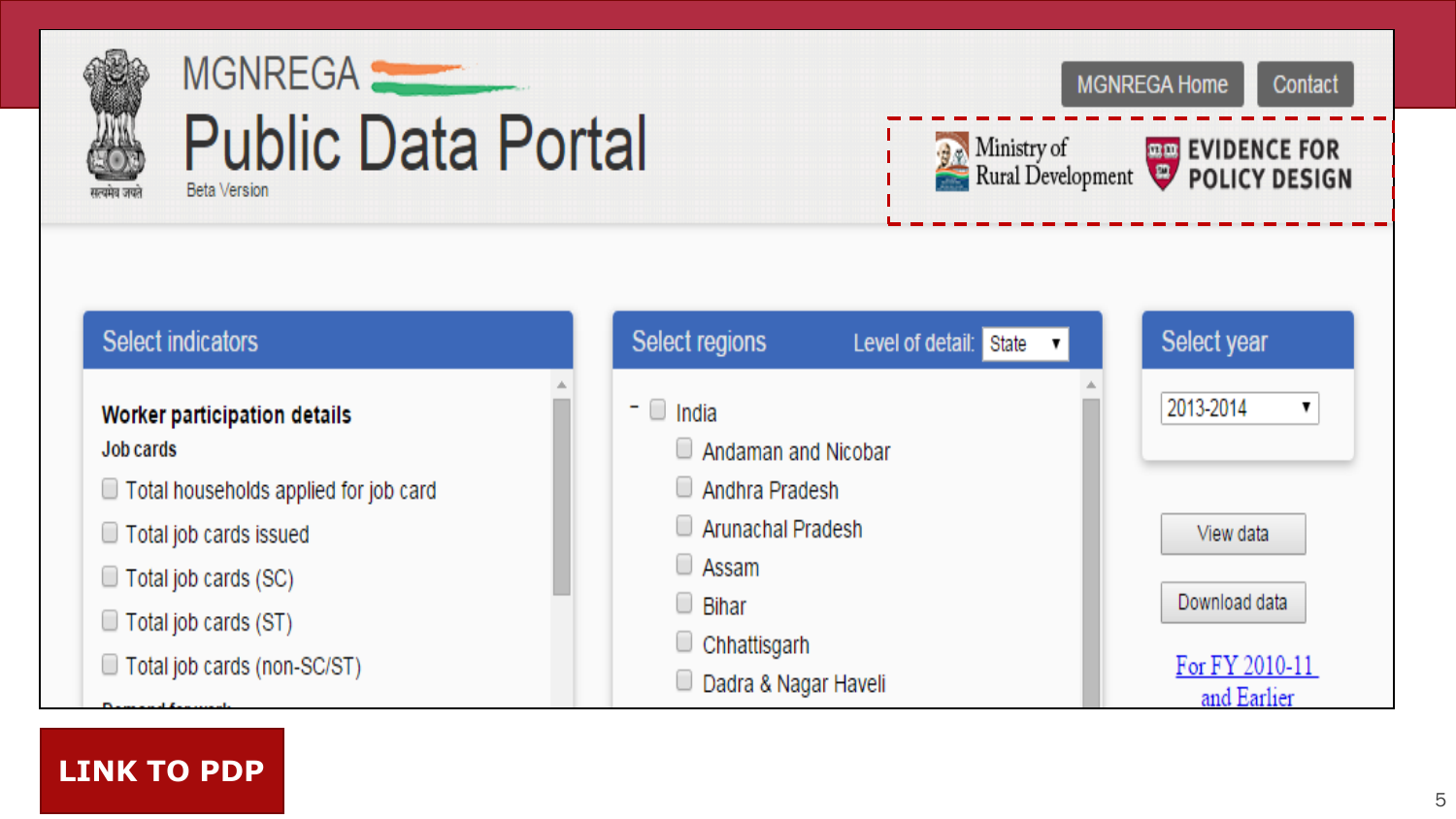# MGNREGA Public Data Portal

Beta Version

MGNREGA Home | Contact

Ministry of Rural Development | EVIDENCE FOR POLICY DESIGN

## Select indicators

**Worker participation details**

Job cards

- Total households applied for job card
- Total job cards issued
- Total job cards (SC)
- Total job cards (ST)
- Total job cards (non-SC/ST)

## Select regions

Level of detail: State

- India
  - Andaman and Nicobar
  - Andhra Pradesh
  - Arunachal Pradesh
  - Assam
  - Bihar
  - Chhattisgarh
  - Dadra & Nagar Haveli

## Select year

2013-2014

View data

Download data

For FY 2010-11 and Earlier

**LINK TO PDP**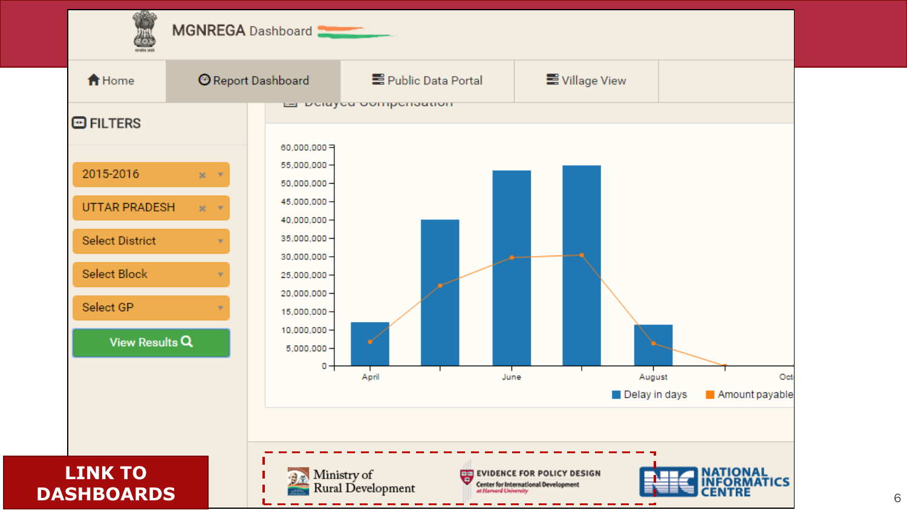MGNREGA Dashboard

Home | Report Dashboard | Public Data Portal | Village View

**FILTERS**

- 2015-2016
- UTTAR PRADESH
- Select District
- Select Block
- Select GP

View Results

Delayed Compensation

60,000,000
55,000,000
50,000,000
45,000,000
40,000,000
35,000,000
30,000,000
25,000,000
20,000,000
15,000,000
10,000,000
5,000,000
0

April | June | August | Oct

Delay in days | Amount payable

Ministry of Rural Development

EVIDENCE FOR POLICY DESIGN
Center for International Development at Harvard University

NATIONAL INFORMATICS CENTRE

**LINK TO DASHBOARDS**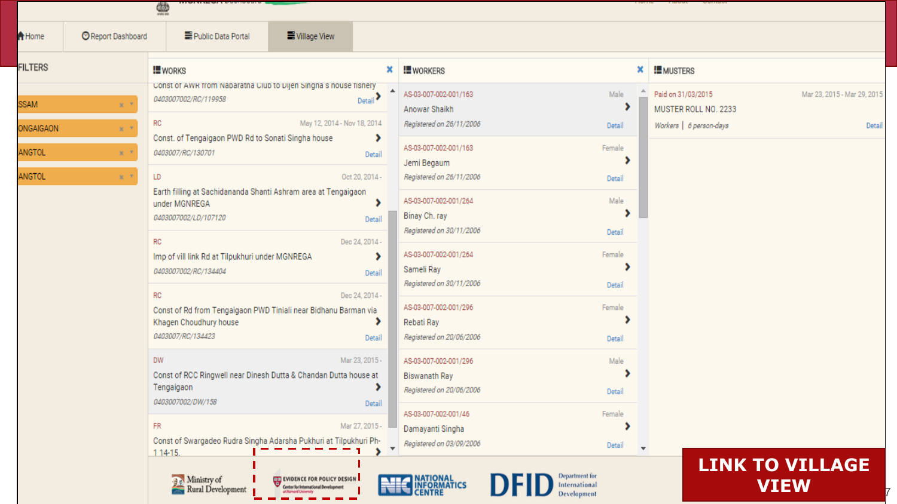Home | Report Dashboard | Public Data Portal | Village View

**FILTERS**

- SSAM
- ONGAIGAON
- ANGTOL
- ANGTOL

**WORKS**

Const of AWR from Nabaratna Club to Dijen Singha s house fishery
0403007002/RC/119958 — Detail

RC — May 12, 2014 - Nov 18, 2014
Const. of Tengaigaon PWD Rd to Sonati Singha house
0403007/RC/130701 — Detail

LD — Oct 20, 2014 -
Earth filling at Sachidananda Shanti Ashram area at Tengaigaon under MGNREGA
0403007002/LD/107120 — Detail

RC — Dec 24, 2014 -
Imp of vill link Rd at Tilpukhuri under MGNREGA
0403007002/RC/134404 — Detail

RC — Dec 24, 2014 -
Const of Rd from Tengaigaon PWD Tiniali near Bidhanu Barman via Khagen Choudhury house
0403007/RC/134423 — Detail

DW — Mar 23, 2015 -
Const of RCC Ringwell near Dinesh Dutta & Chandan Dutta house at Tengaigaon
0403007002/DW/158 — Detail

FR — Mar 27, 2015 -
Const of Swargadeo Rudra Singha Adarsha Pukhuri at Tilpukhuri Ph-1 14-15.

**WORKERS**

AS-03-007-002-001/163 — Male
Anowar Shaikh
Registered on 26/11/2006 — Detail

AS-03-007-002-001/163 — Female
Jemi Begaum
Registered on 26/11/2006 — Detail

AS-03-007-002-001/264 — Male
Binay Ch. ray
Registered on 30/11/2006 — Detail

AS-03-007-002-001/264 — Female
Sameli Ray
Registered on 30/11/2006 — Detail

AS-03-007-002-001/296 — Female
Rebati Ray
Registered on 20/06/2006 — Detail

AS-03-007-002-001/296 — Male
Biswanath Ray
Registered on 20/06/2006 — Detail

AS-03-007-002-001/46 — Female
Damayanti Singha
Registered on 03/09/2006 — Detail

**MUSTERS**

Paid on 31/03/2015 — Mar 23, 2015 - Mar 29, 2015
MUSTER ROLL NO. 2233
Workers | 6 person-days — Detail

Ministry of Rural Development | Evidence for Policy Design, Center for International Development at Harvard University | National Informatics Centre | DFID Department for International Development

**LINK TO VILLAGE VIEW**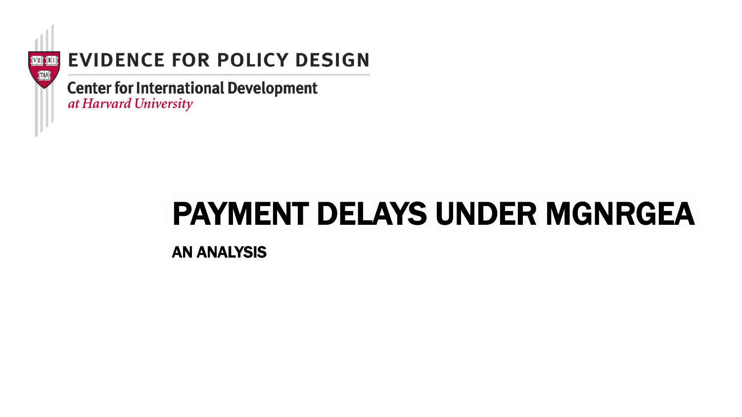EVIDENCE FOR POLICY DESIGN

Center for International Development
*at Harvard University*

# PAYMENT DELAYS UNDER MGNRGEA

## AN ANALYSIS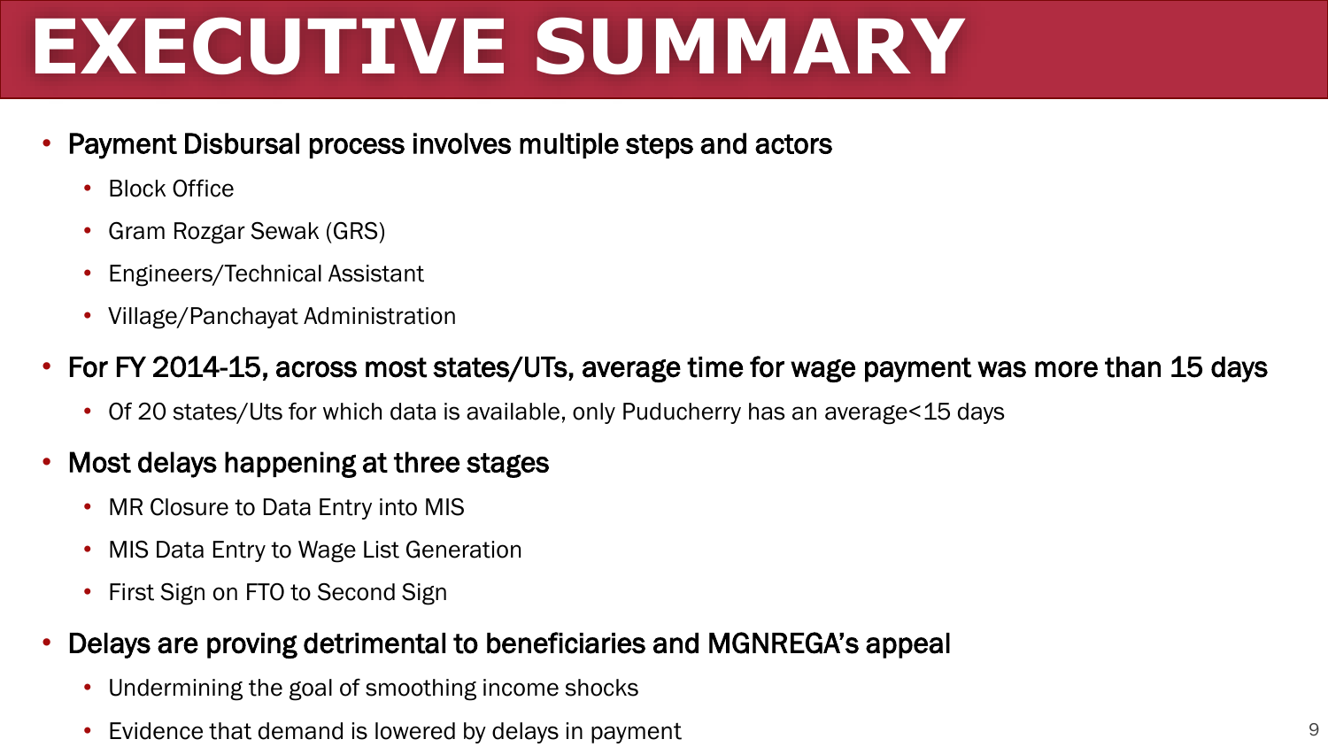# EXECUTIVE SUMMARY

- Payment Disbursal process involves multiple steps and actors
  - Block Office
  - Gram Rozgar Sewak (GRS)
  - Engineers/Technical Assistant
  - Village/Panchayat Administration
- For FY 2014-15, across most states/UTs, average time for wage payment was more than 15 days
  - Of 20 states/Uts for which data is available, only Puducherry has an average<15 days
- Most delays happening at three stages
  - MR Closure to Data Entry into MIS
  - MIS Data Entry to Wage List Generation
  - First Sign on FTO to Second Sign
- Delays are proving detrimental to beneficiaries and MGNREGA's appeal
  - Undermining the goal of smoothing income shocks
  - Evidence that demand is lowered by delays in payment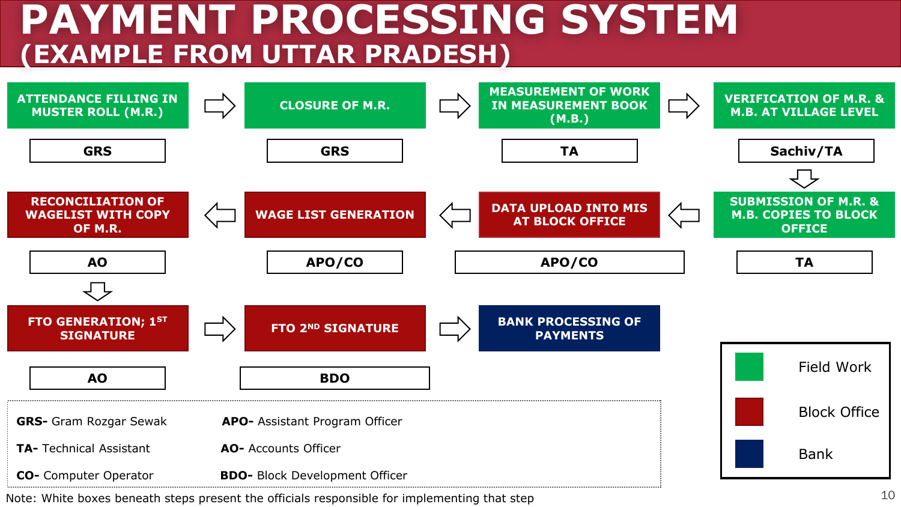# PAYMENT PROCESSING SYSTEM
## (EXAMPLE FROM UTTAR PRADESH)

| Step | Process | Responsible Official | Location |
|---|---|---|---|
| 1 | ATTENDANCE FILLING IN MUSTER ROLL (M.R.) | GRS | Field Work |
| 2 | CLOSURE OF M.R. | GRS | Field Work |
| 3 | MEASUREMENT OF WORK IN MEASUREMENT BOOK (M.B.) | TA | Field Work |
| 4 | VERIFICATION OF M.R. & M.B. AT VILLAGE LEVEL | Sachiv/TA | Field Work |
| 5 | SUBMISSION OF M.R. & M.B. COPIES TO BLOCK OFFICE | TA | Field Work |
| 6 | DATA UPLOAD INTO MIS AT BLOCK OFFICE | APO/CO | Block Office |
| 7 | WAGE LIST GENERATION | APO/CO | Block Office |
| 8 | RECONCILIATION OF WAGELIST WITH COPY OF M.R. | AO | Block Office |
| 9 | FTO GENERATION; 1ST SIGNATURE | AO | Block Office |
| 10 | FTO 2ND SIGNATURE | BDO | Block Office |
| 11 | BANK PROCESSING OF PAYMENTS | | Bank |

**GRS-** Gram Rozgar Sewak

**TA-** Technical Assistant

**CO-** Computer Operator

**APO-** Assistant Program Officer

**AO-** Accounts Officer

**BDO-** Block Development Officer

Legend: Field Work; Block Office; Bank

Note: White boxes beneath steps present the officials responsible for implementing that step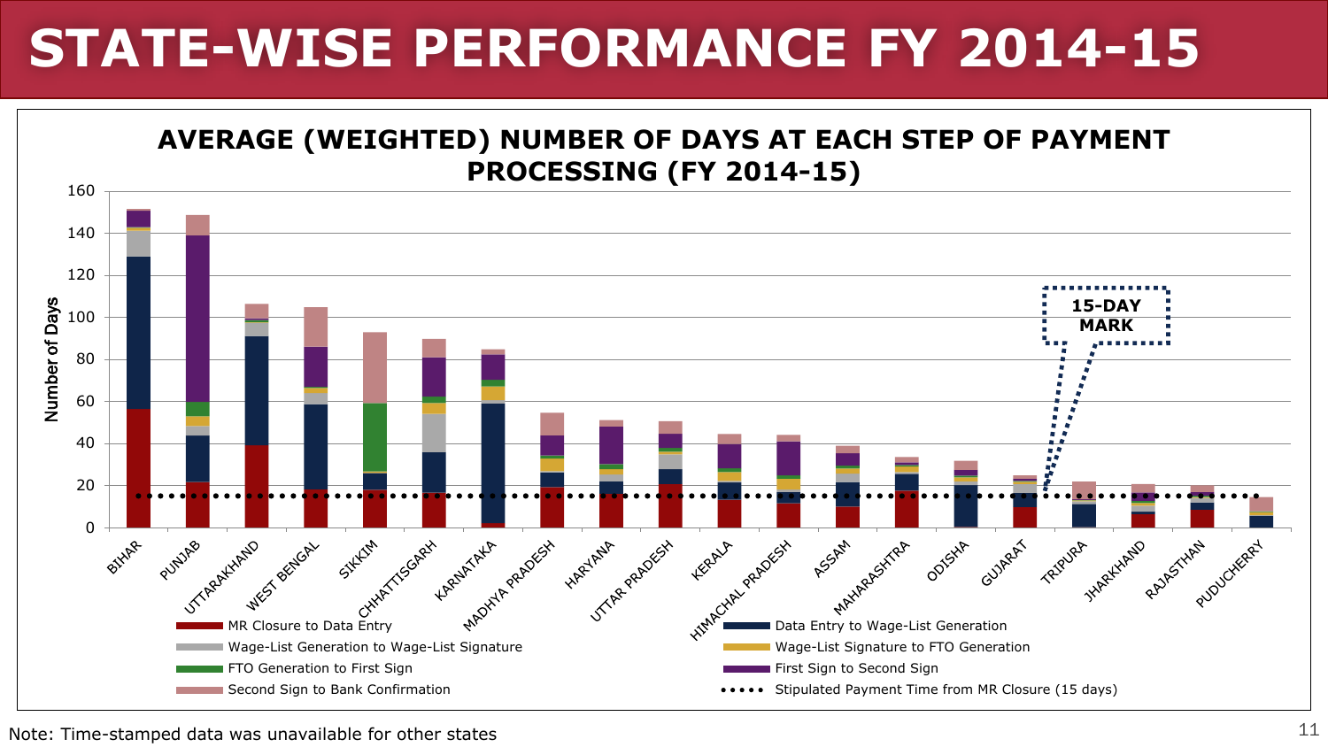# STATE-WISE PERFORMANCE FY 2014-15

**AVERAGE (WEIGHTED) NUMBER OF DAYS AT EACH STEP OF PAYMENT PROCESSING (FY 2014-15)**

Number of Days: 0, 20, 40, 60, 80, 100, 120, 140, 160

**15-DAY MARK**

BIHAR, PUNJAB, UTTARAKHAND, WEST BENGAL, SIKKIM, CHHATTISGARH, KARNATAKA, MADHYA PRADESH, HARYANA, UTTAR PRADESH, KERALA, HIMACHAL PRADESH, ASSAM, MAHARASHTRA, ODISHA, GUJARAT, TRIPURA, JHARKHAND, RAJASTHAN, PUDUCHERRY

- MR Closure to Data Entry
- Data Entry to Wage-List Generation
- Wage-List Generation to Wage-List Signature
- Wage-List Signature to FTO Generation
- FTO Generation to First Sign
- First Sign to Second Sign
- Second Sign to Bank Confirmation
- Stipulated Payment Time from MR Closure (15 days)

Note: Time-stamped data was unavailable for other states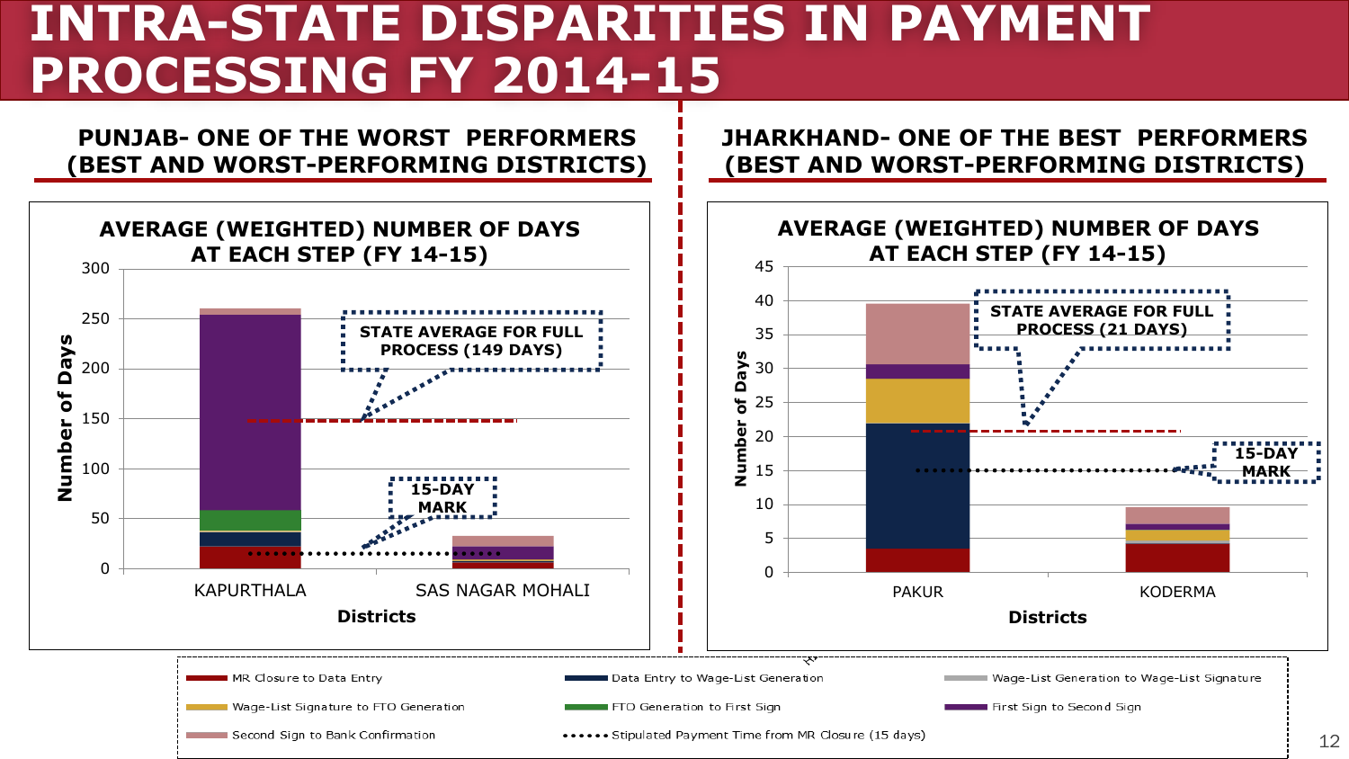# INTRA-STATE DISPARITIES IN PAYMENT PROCESSING FY 2014-15

## PUNJAB- ONE OF THE WORST PERFORMERS (BEST AND WORST-PERFORMING DISTRICTS)

**AVERAGE (WEIGHTED) NUMBER OF DAYS AT EACH STEP (FY 14-15)**

Number of Days: 0, 50, 100, 150, 200, 250, 300

Districts: KAPURTHALA, SAS NAGAR MOHALI

STATE AVERAGE FOR FULL PROCESS (149 DAYS)

15-DAY MARK

## JHARKHAND- ONE OF THE BEST PERFORMERS (BEST AND WORST-PERFORMING DISTRICTS)

**AVERAGE (WEIGHTED) NUMBER OF DAYS AT EACH STEP (FY 14-15)**

Number of Days: 0, 5, 10, 15, 20, 25, 30, 35, 40, 45

Districts: PAKUR, KODERMA

STATE AVERAGE FOR FULL PROCESS (21 DAYS)

15-DAY MARK

Legend:
- MR Closure to Data Entry
- Data Entry to Wage-List Generation
- Wage-List Generation to Wage-List Signature
- Wage-List Signature to FTO Generation
- FTO Generation to First Sign
- First Sign to Second Sign
- Second Sign to Bank Confirmation
- Stipulated Payment Time from MR Closure (15 days)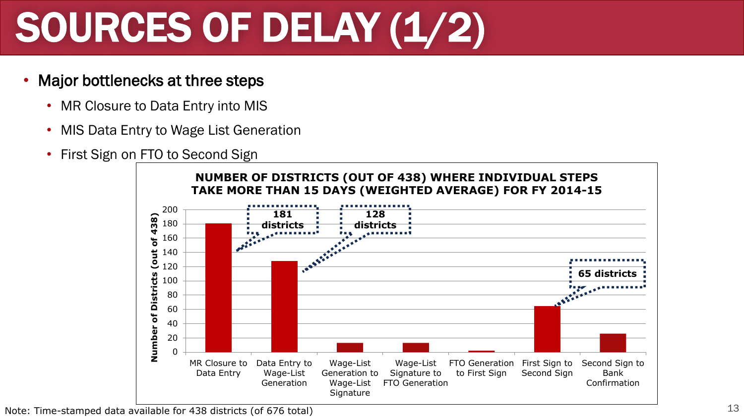# SOURCES OF DELAY (1/2)

- Major bottlenecks at three steps
  - MR Closure to Data Entry into MIS
  - MIS Data Entry to Wage List Generation
  - First Sign on FTO to Second Sign

**NUMBER OF DISTRICTS (OUT OF 438) WHERE INDIVIDUAL STEPS TAKE MORE THAN 15 DAYS (WEIGHTED AVERAGE) FOR FY 2014-15**

| Step | Number of Districts (out of 438) |
|---|---|
| MR Closure to Data Entry | 181 districts |
| Data Entry to Wage-List Generation | 128 districts |
| Wage-List Generation to Wage-List Signature | ~13 |
| Wage-List Signature to FTO Generation | ~13 |
| FTO Generation to First Sign | ~2 |
| First Sign to Second Sign | 65 districts |
| Second Sign to Bank Confirmation | ~26 |

Note: Time-stamped data available for 438 districts (of 676 total)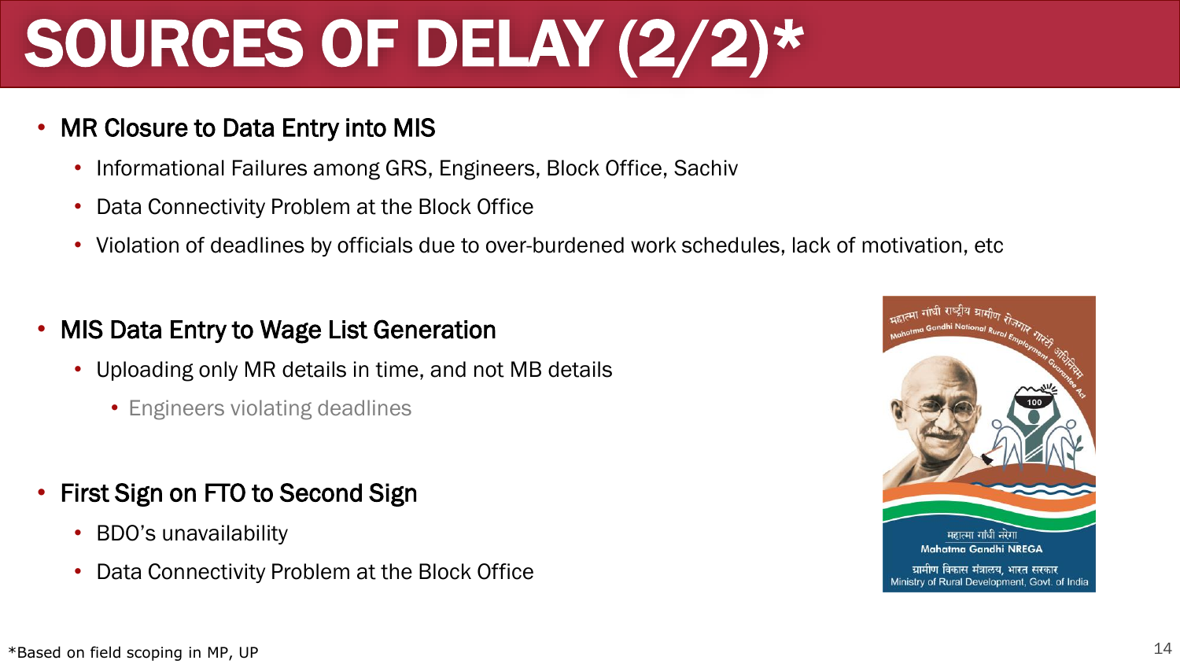# SOURCES OF DELAY (2/2)*

- MR Closure to Data Entry into MIS
  - Informational Failures among GRS, Engineers, Block Office, Sachiv
  - Data Connectivity Problem at the Block Office
  - Violation of deadlines by officials due to over-burdened work schedules, lack of motivation, etc
- MIS Data Entry to Wage List Generation
  - Uploading only MR details in time, and not MB details
    - Engineers violating deadlines
- First Sign on FTO to Second Sign
  - BDO's unavailability
  - Data Connectivity Problem at the Block Office

*Based on field scoping in MP, UP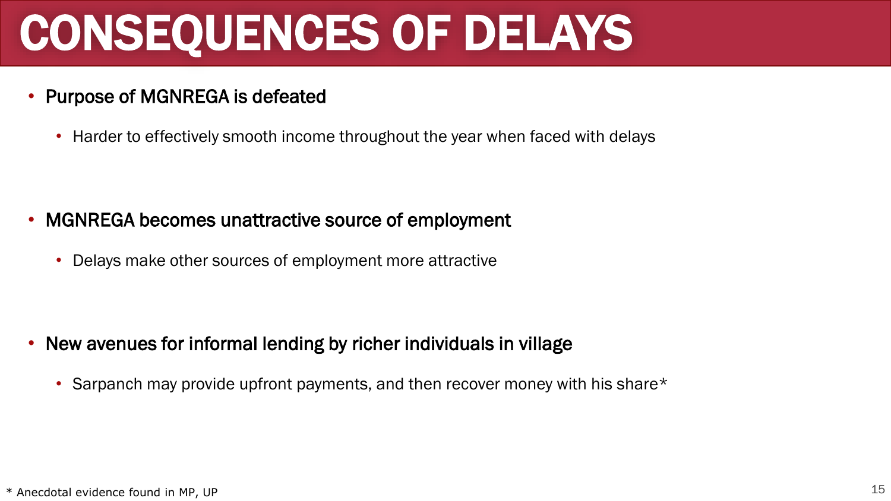# CONSEQUENCES OF DELAYS

- Purpose of MGNREGA is defeated
  - Harder to effectively smooth income throughout the year when faced with delays

- MGNREGA becomes unattractive source of employment
  - Delays make other sources of employment more attractive

- New avenues for informal lending by richer individuals in village
  - Sarpanch may provide upfront payments, and then recover money with his share*

* Anecdotal evidence found in MP, UP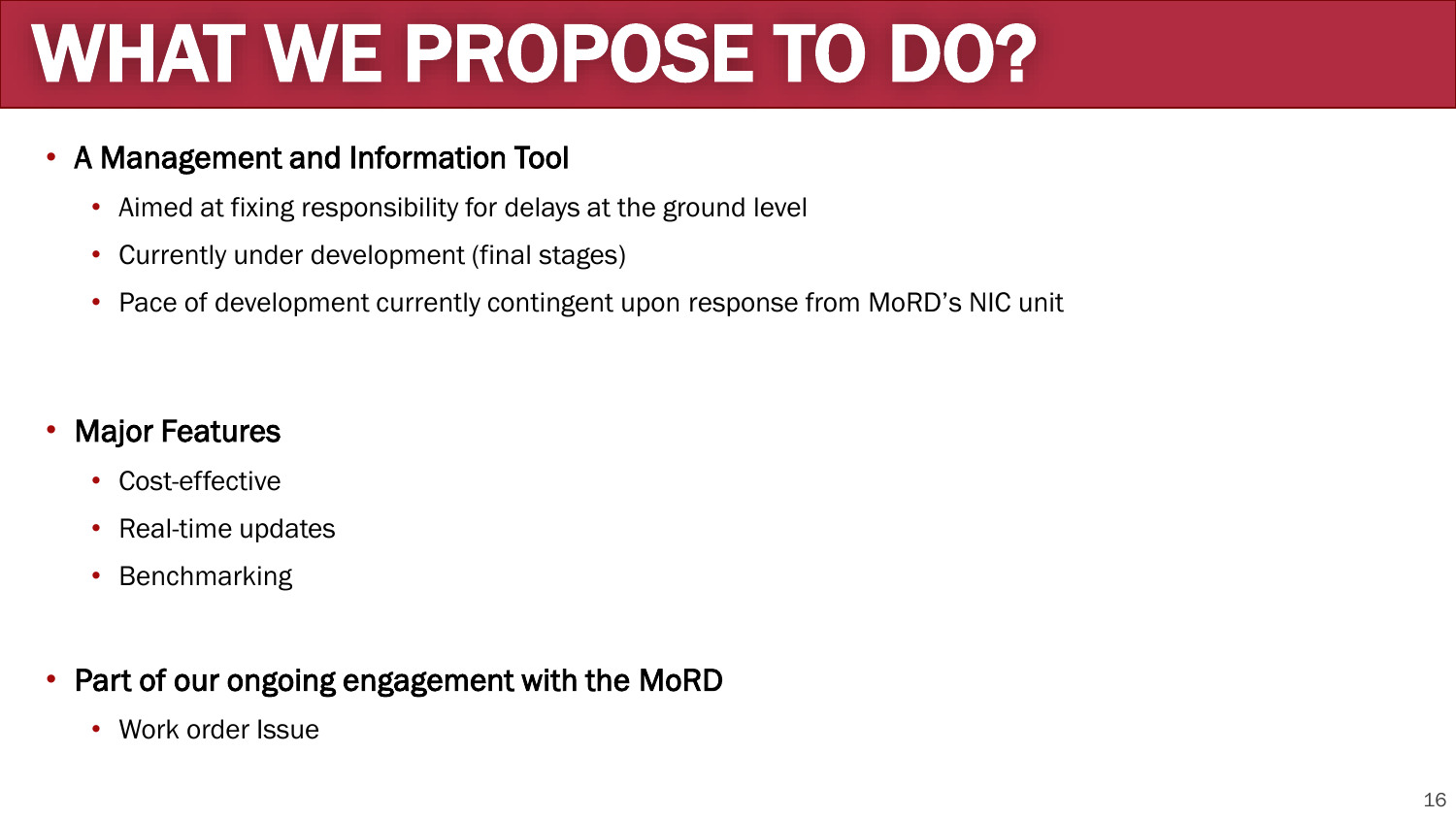# WHAT WE PROPOSE TO DO?

- A Management and Information Tool
  - Aimed at fixing responsibility for delays at the ground level
  - Currently under development (final stages)
  - Pace of development currently contingent upon response from MoRD's NIC unit

- Major Features
  - Cost-effective
  - Real-time updates
  - Benchmarking

- Part of our ongoing engagement with the MoRD
  - Work order Issue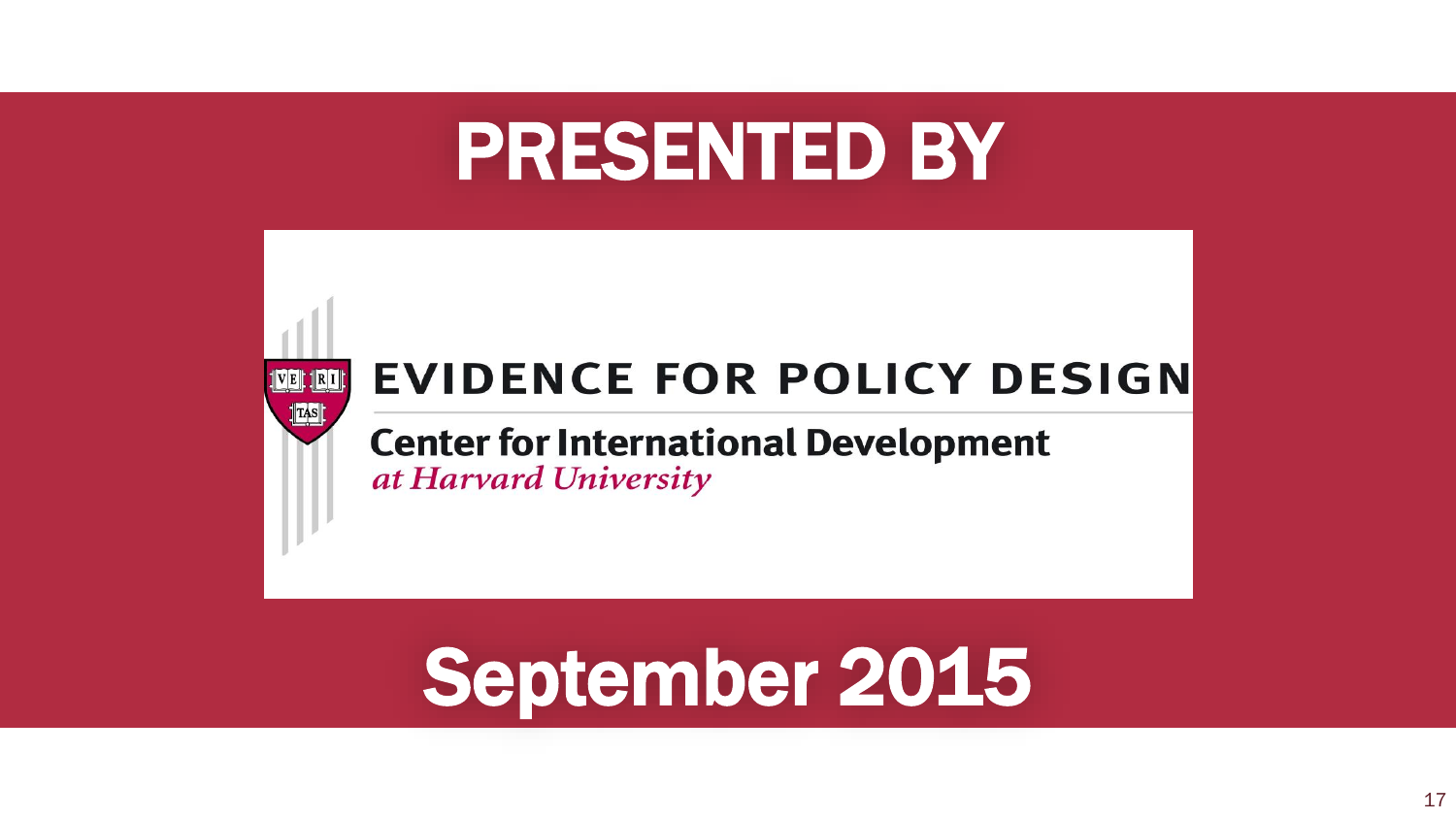# PRESENTED BY

**EVIDENCE FOR POLICY DESIGN**

**Center for International Development**
*at Harvard University*

# September 2015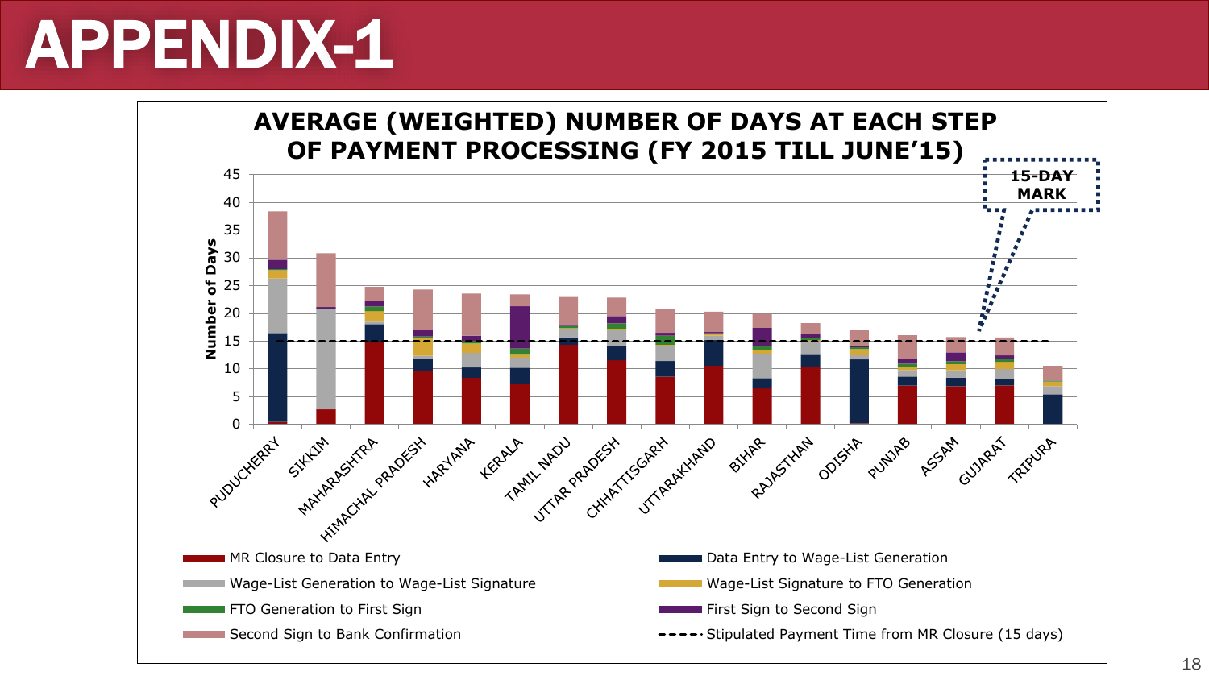# APPENDIX-1

**AVERAGE (WEIGHTED) NUMBER OF DAYS AT EACH STEP OF PAYMENT PROCESSING (FY 2015 TILL JUNE'15)**

15-DAY MARK

Number of Days: 0, 5, 10, 15, 20, 25, 30, 35, 40, 45

PUDUCHERRY, SIKKIM, MAHARASHTRA, HIMACHAL PRADESH, HARYANA, KERALA, TAMIL NADU, UTTAR PRADESH, CHHATTISGARH, UTTARAKHAND, BIHAR, RAJASTHAN, ODISHA, PUNJAB, ASSAM, GUJARAT, TRIPURA

- MR Closure to Data Entry
- Data Entry to Wage-List Generation
- Wage-List Generation to Wage-List Signature
- Wage-List Signature to FTO Generation
- FTO Generation to First Sign
- First Sign to Second Sign
- Second Sign to Bank Confirmation
- Stipulated Payment Time from MR Closure (15 days)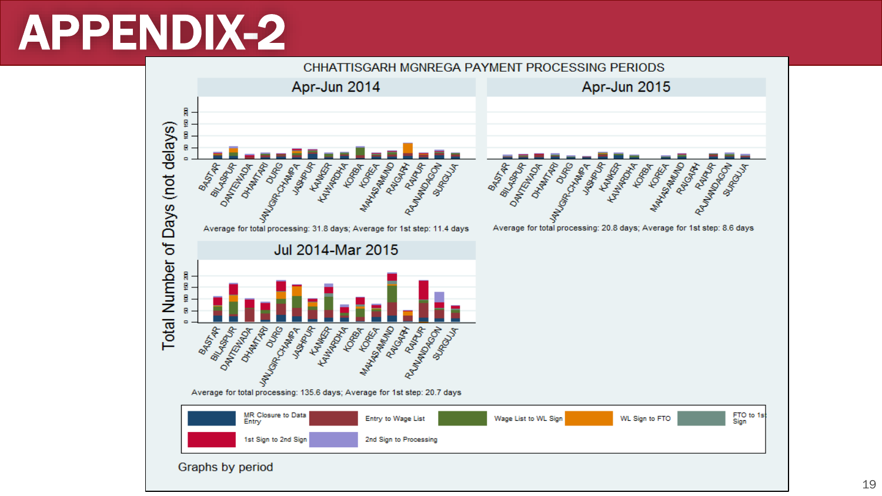# APPENDIX-2

CHHATTISGARH MGNREGA PAYMENT PROCESSING PERIODS

Apr-Jun 2014

Apr-Jun 2015

Total Number of Days (not delays)

BASTAR BILASPUR DANTEWADA DHAMTARI DURG JANJGIR-CHAMPA JASHPUR KANKER KAWARDHA KORBA KOREA MAHASAMUND RAIGARH RAIPUR RAJNANDAGON SURGUJA

Average for total processing: 31.8 days; Average for 1st step: 11.4 days

Average for total processing: 20.8 days; Average for 1st step: 8.6 days

Jul 2014-Mar 2015

Average for total processing: 135.6 days; Average for 1st step: 20.7 days

MR Closure to Data Entry
Entry to Wage List
Wage List to WL Sign
WL Sign to FTO
FTO to 1st Sign
1st Sign to 2nd Sign
2nd Sign to Processing

Graphs by period